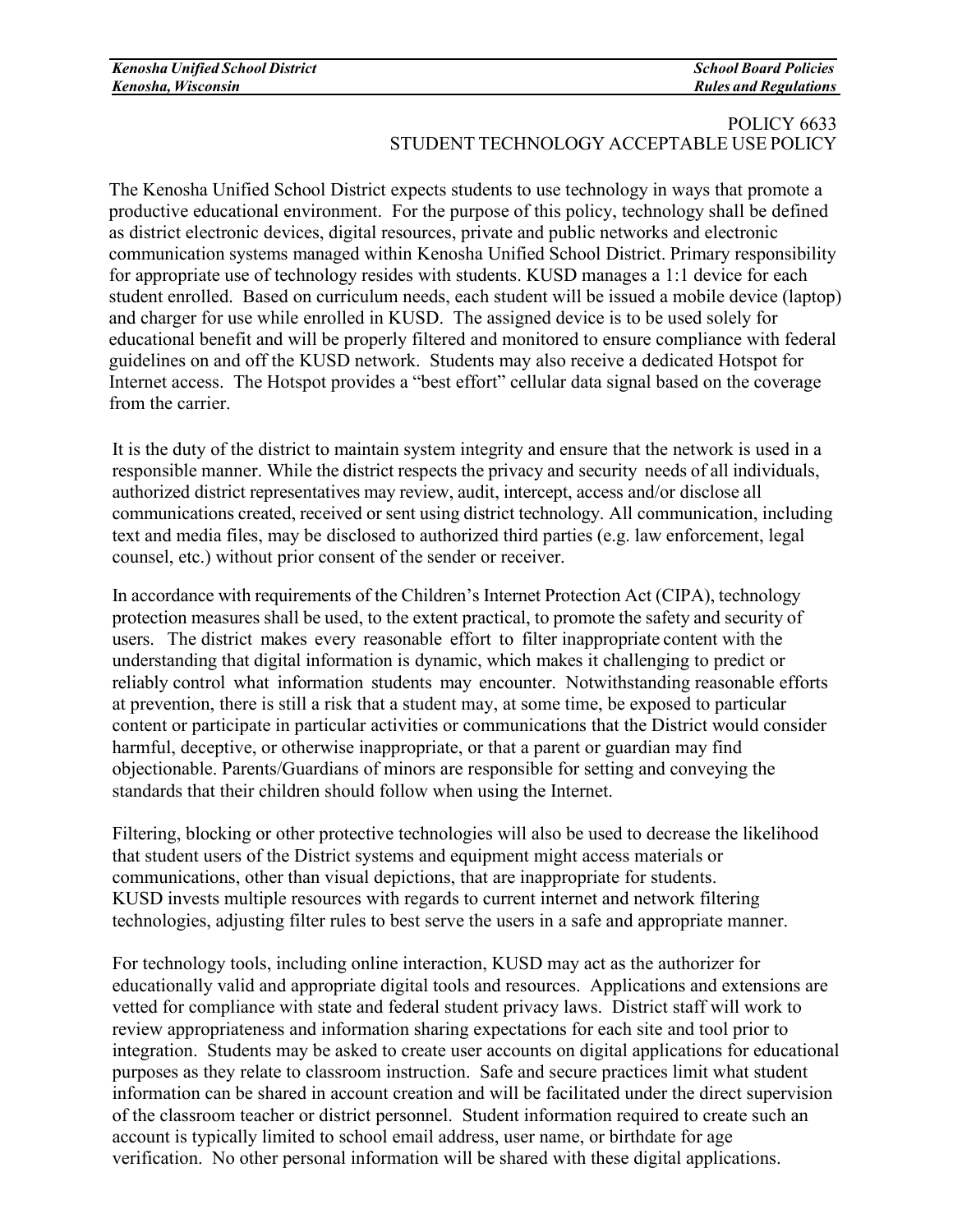# POLICY 6633
## STUDENT TECHNOLOGY ACCEPTABLE USE POLICY

The Kenosha Unified School District expects students to use technology in ways that promote a productive educational environment. For the purpose of this policy, technology shall be defined as district electronic devices, digital resources, private and public networks and electronic communication systems managed within Kenosha Unified School District. Primary responsibility for appropriate use of technology resides with students. KUSD manages a 1:1 device for each student enrolled. Based on curriculum needs, each student will be issued a mobile device (laptop) and charger for use while enrolled in KUSD. The assigned device is to be used solely for educational benefit and will be properly filtered and monitored to ensure compliance with federal guidelines on and off the KUSD network. Students may also receive a dedicated Hotspot for Internet access. The Hotspot provides a "best effort" cellular data signal based on the coverage from the carrier.

It is the duty of the district to maintain system integrity and ensure that the network is used in a responsible manner. While the district respects the privacy and security needs of all individuals, authorized district representatives may review, audit, intercept, access and/or disclose all communications created, received or sent using district technology. All communication, including text and media files, may be disclosed to authorized third parties (e.g. law enforcement, legal counsel, etc.) without prior consent of the sender or receiver.

In accordance with requirements of the Children's Internet Protection Act (CIPA), technology protection measures shall be used, to the extent practical, to promote the safety and security of users. The district makes every reasonable effort to filter inappropriate content with the understanding that digital information is dynamic, which makes it challenging to predict or reliably control what information students may encounter. Notwithstanding reasonable efforts at prevention, there is still a risk that a student may, at some time, be exposed to particular content or participate in particular activities or communications that the District would consider harmful, deceptive, or otherwise inappropriate, or that a parent or guardian may find objectionable. Parents/Guardians of minors are responsible for setting and conveying the standards that their children should follow when using the Internet.

Filtering, blocking or other protective technologies will also be used to decrease the likelihood that student users of the District systems and equipment might access materials or communications, other than visual depictions, that are inappropriate for students. KUSD invests multiple resources with regards to current internet and network filtering technologies, adjusting filter rules to best serve the users in a safe and appropriate manner.

For technology tools, including online interaction, KUSD may act as the authorizer for educationally valid and appropriate digital tools and resources. Applications and extensions are vetted for compliance with state and federal student privacy laws. District staff will work to review appropriateness and information sharing expectations for each site and tool prior to integration. Students may be asked to create user accounts on digital applications for educational purposes as they relate to classroom instruction. Safe and secure practices limit what student information can be shared in account creation and will be facilitated under the direct supervision of the classroom teacher or district personnel. Student information required to create such an account is typically limited to school email address, user name, or birthdate for age verification. No other personal information will be shared with these digital applications.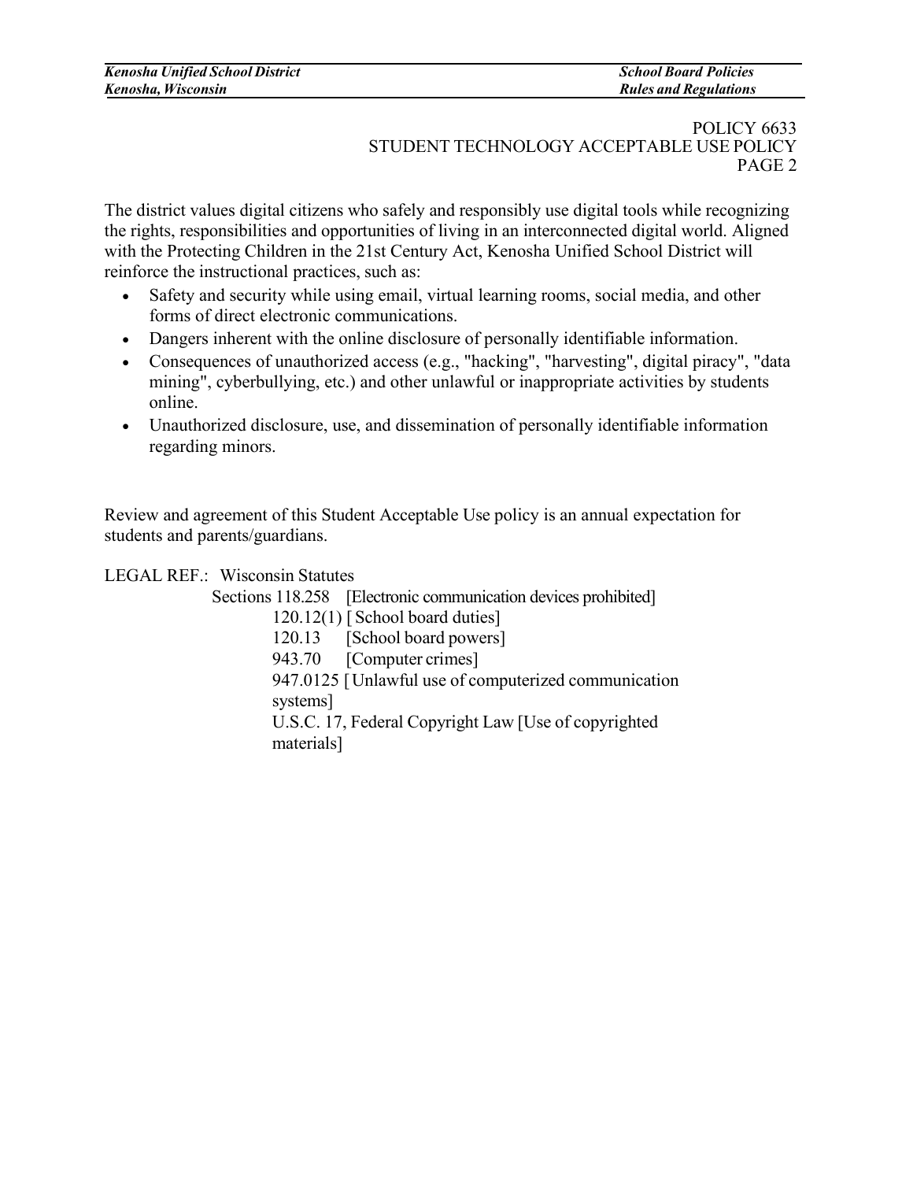The district values digital citizens who safely and responsibly use digital tools while recognizing the rights, responsibilities and opportunities of living in an interconnected digital world. Aligned with the Protecting Children in the 21st Century Act, Kenosha Unified School District will reinforce the instructional practices, such as:

- Safety and security while using email, virtual learning rooms, social media, and other forms of direct electronic communications.
- Dangers inherent with the online disclosure of personally identifiable information.
- Consequences of unauthorized access (e.g., "hacking", "harvesting", digital piracy", "data mining", cyberbullying, etc.) and other unlawful or inappropriate activities by students online.
- Unauthorized disclosure, use, and dissemination of personally identifiable information regarding minors.

Review and agreement of this Student Acceptable Use policy is an annual expectation for students and parents/guardians.

LEGAL REF.: Wisconsin Statutes
Sections 118.258 [Electronic communication devices prohibited]
120.12(1) [ School board duties]
120.13 [School board powers]
943.70 [Computer crimes]
947.0125 [ Unlawful use of computerized communication systems]
U.S.C. 17, Federal Copyright Law [Use of copyrighted materials]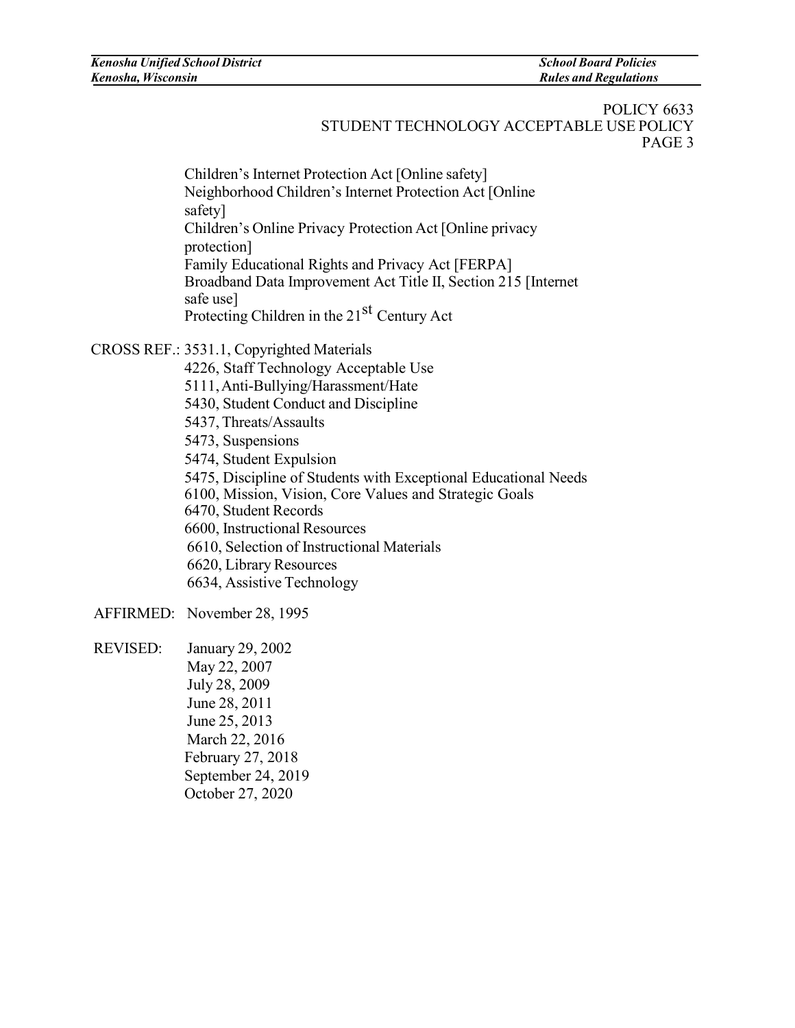Children's Internet Protection Act [Online safety]
Neighborhood Children's Internet Protection Act [Online safety]
Children's Online Privacy Protection Act [Online privacy protection]
Family Educational Rights and Privacy Act [FERPA]
Broadband Data Improvement Act Title II, Section 215 [Internet safe use]
Protecting Children in the 21st Century Act

CROSS REF.: 3531.1, Copyrighted Materials
4226, Staff Technology Acceptable Use
5111, Anti-Bullying/Harassment/Hate
5430, Student Conduct and Discipline
5437, Threats/Assaults
5473, Suspensions
5474, Student Expulsion
5475, Discipline of Students with Exceptional Educational Needs
6100, Mission, Vision, Core Values and Strategic Goals
6470, Student Records
6600, Instructional Resources
6610, Selection of Instructional Materials
6620, Library Resources
6634, Assistive Technology

AFFIRMED: November 28, 1995

REVISED: January 29, 2002
May 22, 2007
July 28, 2009
June 28, 2011
June 25, 2013
March 22, 2016
February 27, 2018
September 24, 2019
October 27, 2020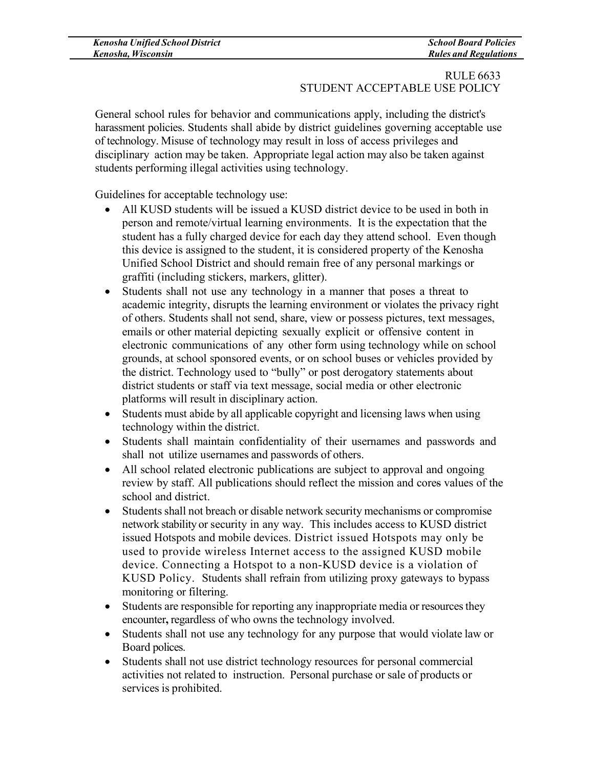RULE 6633
STUDENT ACCEPTABLE USE POLICY

General school rules for behavior and communications apply, including the district's harassment policies. Students shall abide by district guidelines governing acceptable use of technology. Misuse of technology may result in loss of access privileges and disciplinary action may be taken. Appropriate legal action may also be taken against students performing illegal activities using technology.

Guidelines for acceptable technology use:

- All KUSD students will be issued a KUSD district device to be used in both in person and remote/virtual learning environments. It is the expectation that the student has a fully charged device for each day they attend school. Even though this device is assigned to the student, it is considered property of the Kenosha Unified School District and should remain free of any personal markings or graffiti (including stickers, markers, glitter).
- Students shall not use any technology in a manner that poses a threat to academic integrity, disrupts the learning environment or violates the privacy right of others. Students shall not send, share, view or possess pictures, text messages, emails or other material depicting sexually explicit or offensive content in electronic communications of any other form using technology while on school grounds, at school sponsored events, or on school buses or vehicles provided by the district. Technology used to "bully" or post derogatory statements about district students or staff via text message, social media or other electronic platforms will result in disciplinary action.
- Students must abide by all applicable copyright and licensing laws when using technology within the district.
- Students shall maintain confidentiality of their usernames and passwords and shall not utilize usernames and passwords of others.
- All school related electronic publications are subject to approval and ongoing review by staff. All publications should reflect the mission and cores values of the school and district.
- Students shall not breach or disable network security mechanisms or compromise network stability or security in any way. This includes access to KUSD district issued Hotspots and mobile devices. District issued Hotspots may only be used to provide wireless Internet access to the assigned KUSD mobile device. Connecting a Hotspot to a non-KUSD device is a violation of KUSD Policy. Students shall refrain from utilizing proxy gateways to bypass monitoring or filtering.
- Students are responsible for reporting any inappropriate media or resources they encounter**,** regardless of who owns the technology involved.
- Students shall not use any technology for any purpose that would violate law or Board polices.
- Students shall not use district technology resources for personal commercial activities not related to instruction. Personal purchase or sale of products or services is prohibited.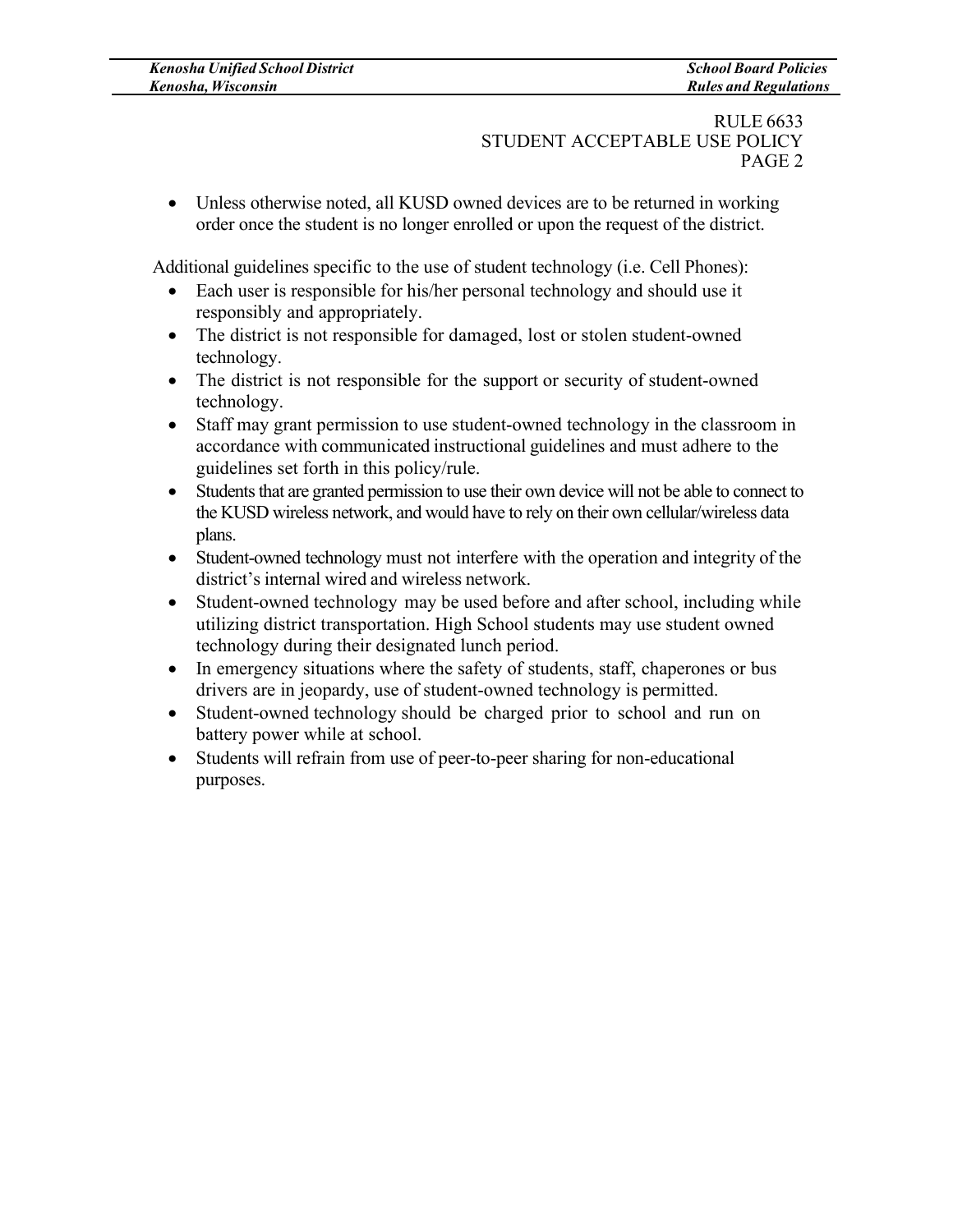- Unless otherwise noted, all KUSD owned devices are to be returned in working order once the student is no longer enrolled or upon the request of the district.

Additional guidelines specific to the use of student technology (i.e. Cell Phones):

- Each user is responsible for his/her personal technology and should use it responsibly and appropriately.
- The district is not responsible for damaged, lost or stolen student-owned technology.
- The district is not responsible for the support or security of student-owned technology.
- Staff may grant permission to use student-owned technology in the classroom in accordance with communicated instructional guidelines and must adhere to the guidelines set forth in this policy/rule.
- Students that are granted permission to use their own device will not be able to connect to the KUSD wireless network, and would have to rely on their own cellular/wireless data plans.
- Student-owned technology must not interfere with the operation and integrity of the district's internal wired and wireless network.
- Student-owned technology may be used before and after school, including while utilizing district transportation. High School students may use student owned technology during their designated lunch period.
- In emergency situations where the safety of students, staff, chaperones or bus drivers are in jeopardy, use of student-owned technology is permitted.
- Student-owned technology should be charged prior to school and run on battery power while at school.
- Students will refrain from use of peer-to-peer sharing for non-educational purposes.